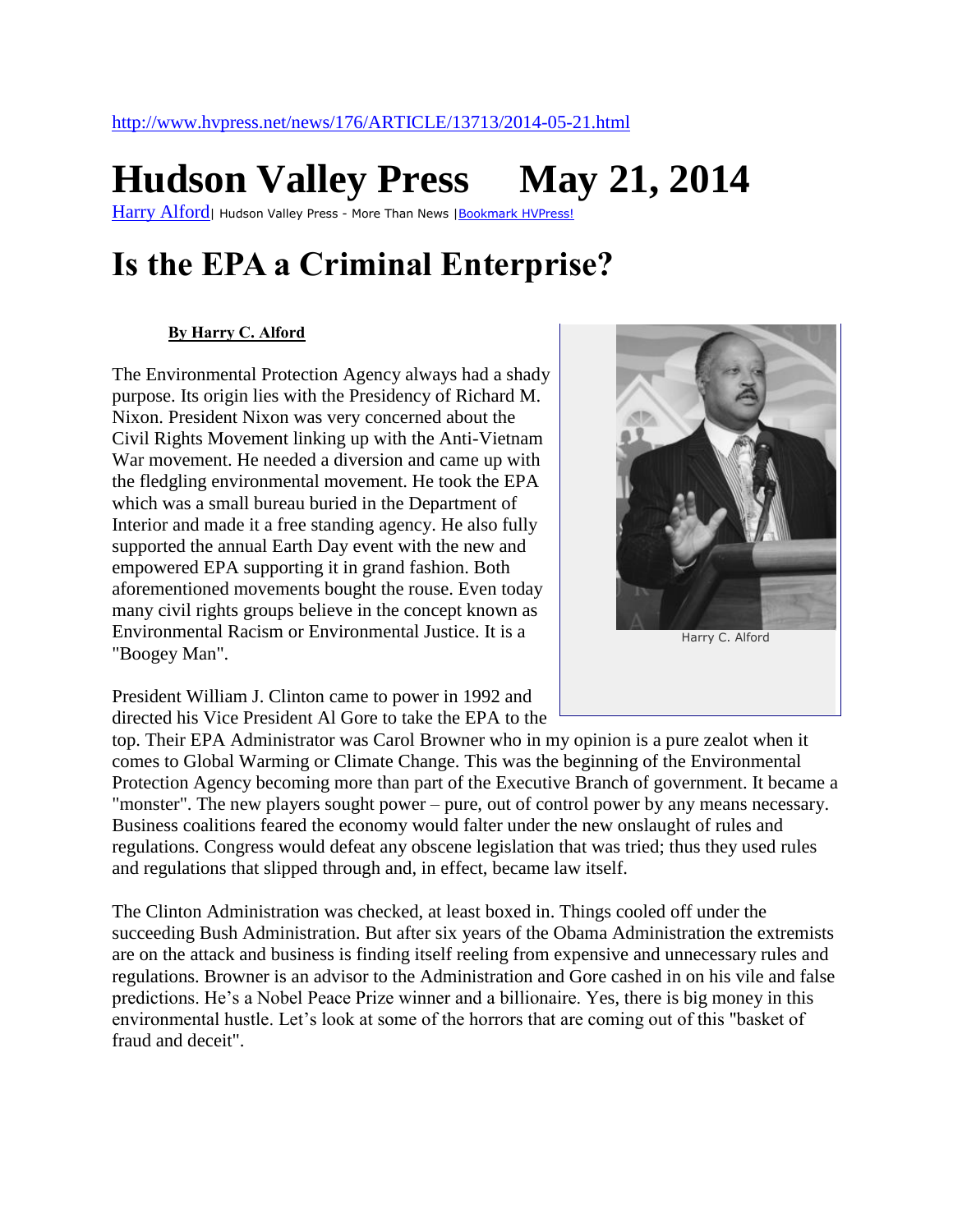http://www.hvpress.net/news/176/ARTICLE/13713/2014-05-21.html

# Hudson Valley Press May 21, 2014

Harry Alford| Hudson Valley Press - More Than News |Bookmark HVPress!

# Is the EPA a Criminal Enterprise?

**By Harry C. Alford**

Harry C. Alford

The Environmental Protection Agency always had a shady purpose. Its origin lies with the Presidency of Richard M. Nixon. President Nixon was very concerned about the Civil Rights Movement linking up with the Anti-Vietnam War movement. He needed a diversion and came up with the fledgling environmental movement. He took the EPA which was a small bureau buried in the Department of Interior and made it a free standing agency. He also fully supported the annual Earth Day event with the new and empowered EPA supporting it in grand fashion. Both aforementioned movements bought the rouse. Even today many civil rights groups believe in the concept known as Environmental Racism or Environmental Justice. It is a "Boogey Man".

President William J. Clinton came to power in 1992 and directed his Vice President Al Gore to take the EPA to the top. Their EPA Administrator was Carol Browner who in my opinion is a pure zealot when it comes to Global Warming or Climate Change. This was the beginning of the Environmental Protection Agency becoming more than part of the Executive Branch of government. It became a "monster". The new players sought power – pure, out of control power by any means necessary. Business coalitions feared the economy would falter under the new onslaught of rules and regulations. Congress would defeat any obscene legislation that was tried; thus they used rules and regulations that slipped through and, in effect, became law itself.

The Clinton Administration was checked, at least boxed in. Things cooled off under the succeeding Bush Administration. But after six years of the Obama Administration the extremists are on the attack and business is finding itself reeling from expensive and unnecessary rules and regulations. Browner is an advisor to the Administration and Gore cashed in on his vile and false predictions. He's a Nobel Peace Prize winner and a billionaire. Yes, there is big money in this environmental hustle. Let's look at some of the horrors that are coming out of this "basket of fraud and deceit".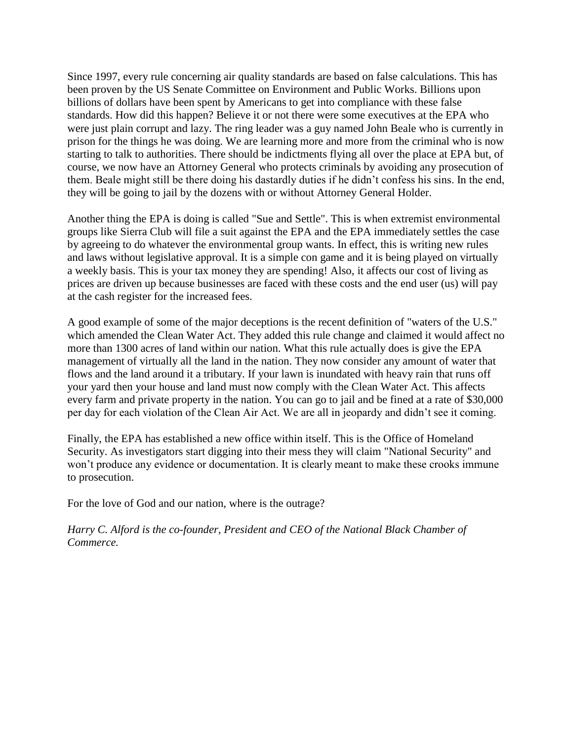Since 1997, every rule concerning air quality standards are based on false calculations. This has been proven by the US Senate Committee on Environment and Public Works. Billions upon billions of dollars have been spent by Americans to get into compliance with these false standards. How did this happen? Believe it or not there were some executives at the EPA who were just plain corrupt and lazy. The ring leader was a guy named John Beale who is currently in prison for the things he was doing. We are learning more and more from the criminal who is now starting to talk to authorities. There should be indictments flying all over the place at EPA but, of course, we now have an Attorney General who protects criminals by avoiding any prosecution of them. Beale might still be there doing his dastardly duties if he didn't confess his sins. In the end, they will be going to jail by the dozens with or without Attorney General Holder.

Another thing the EPA is doing is called "Sue and Settle". This is when extremist environmental groups like Sierra Club will file a suit against the EPA and the EPA immediately settles the case by agreeing to do whatever the environmental group wants. In effect, this is writing new rules and laws without legislative approval. It is a simple con game and it is being played on virtually a weekly basis. This is your tax money they are spending! Also, it affects our cost of living as prices are driven up because businesses are faced with these costs and the end user (us) will pay at the cash register for the increased fees.

A good example of some of the major deceptions is the recent definition of "waters of the U.S." which amended the Clean Water Act. They added this rule change and claimed it would affect no more than 1300 acres of land within our nation. What this rule actually does is give the EPA management of virtually all the land in the nation. They now consider any amount of water that flows and the land around it a tributary. If your lawn is inundated with heavy rain that runs off your yard then your house and land must now comply with the Clean Water Act. This affects every farm and private property in the nation. You can go to jail and be fined at a rate of $30,000 per day for each violation of the Clean Air Act. We are all in jeopardy and didn't see it coming.

Finally, the EPA has established a new office within itself. This is the Office of Homeland Security. As investigators start digging into their mess they will claim "National Security" and won't produce any evidence or documentation. It is clearly meant to make these crooks immune to prosecution.

For the love of God and our nation, where is the outrage?

*Harry C. Alford is the co-founder, President and CEO of the National Black Chamber of Commerce.*